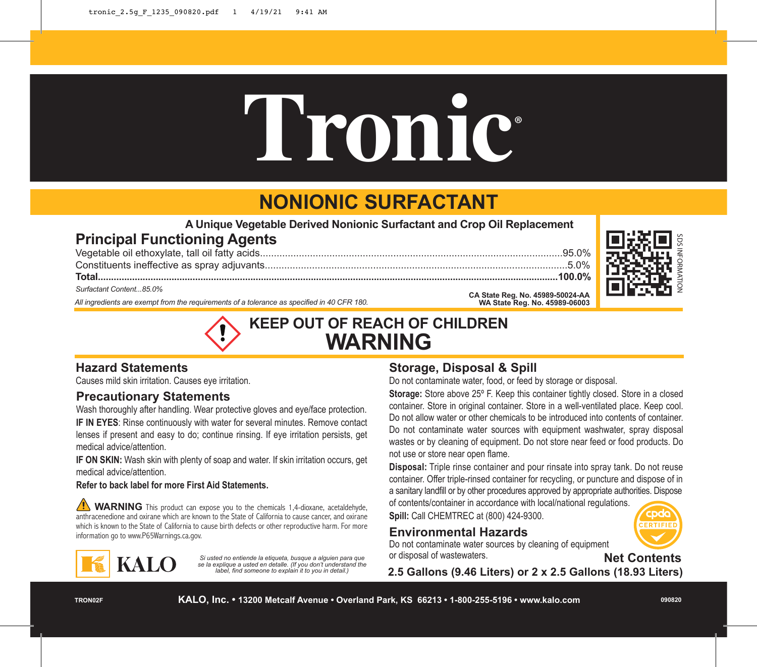# Tronic®

## NONIONIC SURFACTANT

**A Unique Vegetable Derived Nonionic Surfactant and Crop Oil Replacement**

### Principal Functioning Agents

| | |
|---|---|
| Vegetable oil ethoxylate, tall oil fatty acids | 95.0% |
| Constituents ineffective as spray adjuvants | 5.0% |
| **Total** | **100.0%** |

*Surfactant Content...85.0%*

*All ingredients are exempt from the requirements of a tolerance as specified in 40 CFR 180.*

**CA State Reg. No. 45989-50024-AA**
**WA State Reg. No. 45989-06003**

SDS INFORMATION

## KEEP OUT OF REACH OF CHILDREN
## WARNING

### Hazard Statements

Causes mild skin irritation. Causes eye irritation.

### Precautionary Statements

Wash thoroughly after handling. Wear protective gloves and eye/face protection.

**IF IN EYES**: Rinse continuously with water for several minutes. Remove contact lenses if present and easy to do; continue rinsing. If eye irritation persists, get medical advice/attention.

**IF ON SKIN:** Wash skin with plenty of soap and water. If skin irritation occurs, get medical advice/attention.

**Refer to back label for more First Aid Statements.**

**WARNING** This product can expose you to the chemicals 1,4-dioxane, acetaldehyde, anthracenedione and oxirane which are known to the State of California to cause cancer, and oxirane which is known to the State of California to cause birth defects or other reproductive harm. For more information go to www.P65Warnings.ca.gov.

KALO

*Si usted no entiende la etiqueta, busque a alguien para que se la explique a usted en detalle. (If you don't understand the label, find someone to explain it to you in detail.)*

### Storage, Disposal & Spill

Do not contaminate water, food, or feed by storage or disposal.

**Storage:** Store above 25º F. Keep this container tightly closed. Store in a closed container. Store in original container. Store in a well-ventilated place. Keep cool. Do not allow water or other chemicals to be introduced into contents of container. Do not contaminate water sources with equipment washwater, spray disposal wastes or by cleaning of equipment. Do not store near feed or food products. Do not use or store near open flame.

**Disposal:** Triple rinse container and pour rinsate into spray tank. Do not reuse container. Offer triple-rinsed container for recycling, or puncture and dispose of in a sanitary landfill or by other procedures approved by appropriate authorities. Dispose of contents/container in accordance with local/national regulations.

**Spill:** Call CHEMTREC at (800) 424-9300.

### Environmental Hazards

Do not contaminate water sources by cleaning of equipment or disposal of wastewaters.

cpda CERTIFIED

**Net Contents**
**2.5 Gallons (9.46 Liters) or 2 x 2.5 Gallons (18.93 Liters)**

TRON02F

**KALO, Inc. • 13200 Metcalf Avenue • Overland Park, KS 66213 • 1-800-255-5196 • www.kalo.com**

090820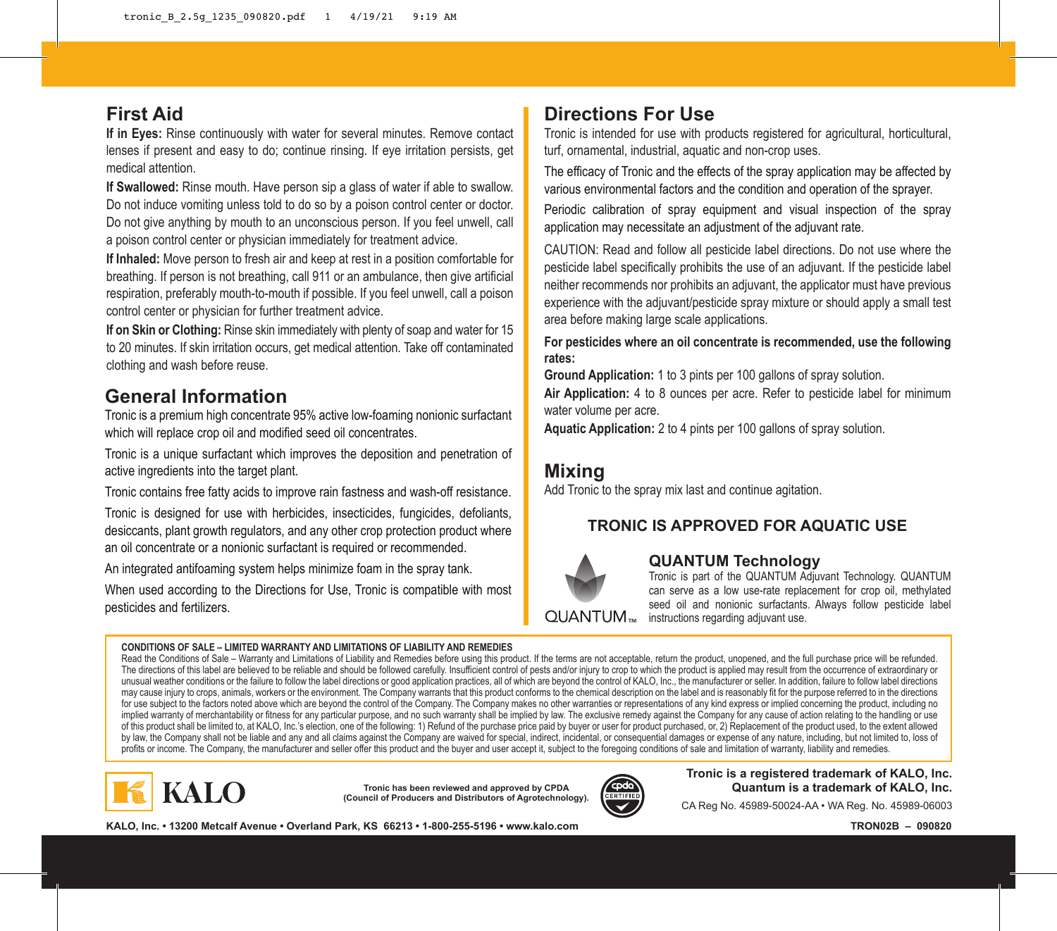## First Aid

**If in Eyes:** Rinse continuously with water for several minutes. Remove contact lenses if present and easy to do; continue rinsing. If eye irritation persists, get medical attention.

**If Swallowed:** Rinse mouth. Have person sip a glass of water if able to swallow. Do not induce vomiting unless told to do so by a poison control center or doctor. Do not give anything by mouth to an unconscious person. If you feel unwell, call a poison control center or physician immediately for treatment advice.

**If Inhaled:** Move person to fresh air and keep at rest in a position comfortable for breathing. If person is not breathing, call 911 or an ambulance, then give artificial respiration, preferably mouth-to-mouth if possible. If you feel unwell, call a poison control center or physician for further treatment advice.

**If on Skin or Clothing:** Rinse skin immediately with plenty of soap and water for 15 to 20 minutes. If skin irritation occurs, get medical attention. Take off contaminated clothing and wash before reuse.

## General Information

Tronic is a premium high concentrate 95% active low-foaming nonionic surfactant which will replace crop oil and modified seed oil concentrates.

Tronic is a unique surfactant which improves the deposition and penetration of active ingredients into the target plant.

Tronic contains free fatty acids to improve rain fastness and wash-off resistance.

Tronic is designed for use with herbicides, insecticides, fungicides, defoliants, desiccants, plant growth regulators, and any other crop protection product where an oil concentrate or a nonionic surfactant is required or recommended.

An integrated antifoaming system helps minimize foam in the spray tank.

When used according to the Directions for Use, Tronic is compatible with most pesticides and fertilizers.

## Directions For Use

Tronic is intended for use with products registered for agricultural, horticultural, turf, ornamental, industrial, aquatic and non-crop uses.

The efficacy of Tronic and the effects of the spray application may be affected by various environmental factors and the condition and operation of the sprayer.

Periodic calibration of spray equipment and visual inspection of the spray application may necessitate an adjustment of the adjuvant rate.

CAUTION: Read and follow all pesticide label directions. Do not use where the pesticide label specifically prohibits the use of an adjuvant. If the pesticide label neither recommends nor prohibits an adjuvant, the applicator must have previous experience with the adjuvant/pesticide spray mixture or should apply a small test area before making large scale applications.

**For pesticides where an oil concentrate is recommended, use the following rates:**

**Ground Application:** 1 to 3 pints per 100 gallons of spray solution.

**Air Application:** 4 to 8 ounces per acre. Refer to pesticide label for minimum water volume per acre.

**Aquatic Application:** 2 to 4 pints per 100 gallons of spray solution.

## Mixing

Add Tronic to the spray mix last and continue agitation.

**TRONIC IS APPROVED FOR AQUATIC USE**

QUANTUM™

### QUANTUM Technology

Tronic is part of the QUANTUM Adjuvant Technology. QUANTUM can serve as a low use-rate replacement for crop oil, methylated seed oil and nonionic surfactants. Always follow pesticide label instructions regarding adjuvant use.

**CONDITIONS OF SALE – LIMITED WARRANTY AND LIMITATIONS OF LIABILITY AND REMEDIES**

Read the Conditions of Sale – Warranty and Limitations of Liability and Remedies before using this product. If the terms are not acceptable, return the product, unopened, and the full purchase price will be refunded. The directions of this label are believed to be reliable and should be followed carefully. Insufficient control of pests and/or injury to crop to which the product is applied may result from the occurrence of extraordinary or unusual weather conditions or the failure to follow the label directions or good application practices, all of which are beyond the control of KALO, Inc., the manufacturer or seller. In addition, failure to follow label directions may cause injury to crops, animals, workers or the environment. The Company warrants that this product conforms to the chemical description on the label and is reasonably fit for the purpose referred to in the directions for use subject to the factors noted above which are beyond the control of the Company. The Company makes no other warranties or representations of any kind express or implied concerning the product, including no implied warranty of merchantability or fitness for any particular purpose, and no such warranty shall be implied by law. The exclusive remedy against the Company for any cause of action relating to the handling or use of this product shall be limited to, at KALO, Inc.'s election, one of the following: 1) Refund of the purchase price paid by buyer or user for product purchased, or, 2) Replacement of the product used, to the extent allowed by law, the Company shall not be liable and any and all claims against the Company are waived for special, indirect, incidental, or consequential damages or expense of any nature, including, but not limited to, loss of profits or income. The Company, the manufacturer and seller offer this product and the buyer and user accept it, subject to the foregoing conditions of sale and limitation of warranty, liability and remedies.

KALO

**Tronic has been reviewed and approved by CPDA (Council of Producers and Distributors of Agrotechnology).**

CPDA CERTIFIED

**Tronic is a registered trademark of KALO, Inc.**
**Quantum is a trademark of KALO, Inc.**

CA Reg No. 45989-50024-AA • WA Reg. No. 45989-06003

**KALO, Inc. • 13200 Metcalf Avenue • Overland Park, KS 66213 • 1-800-255-5196 • www.kalo.com**

**TRON02B – 090820**